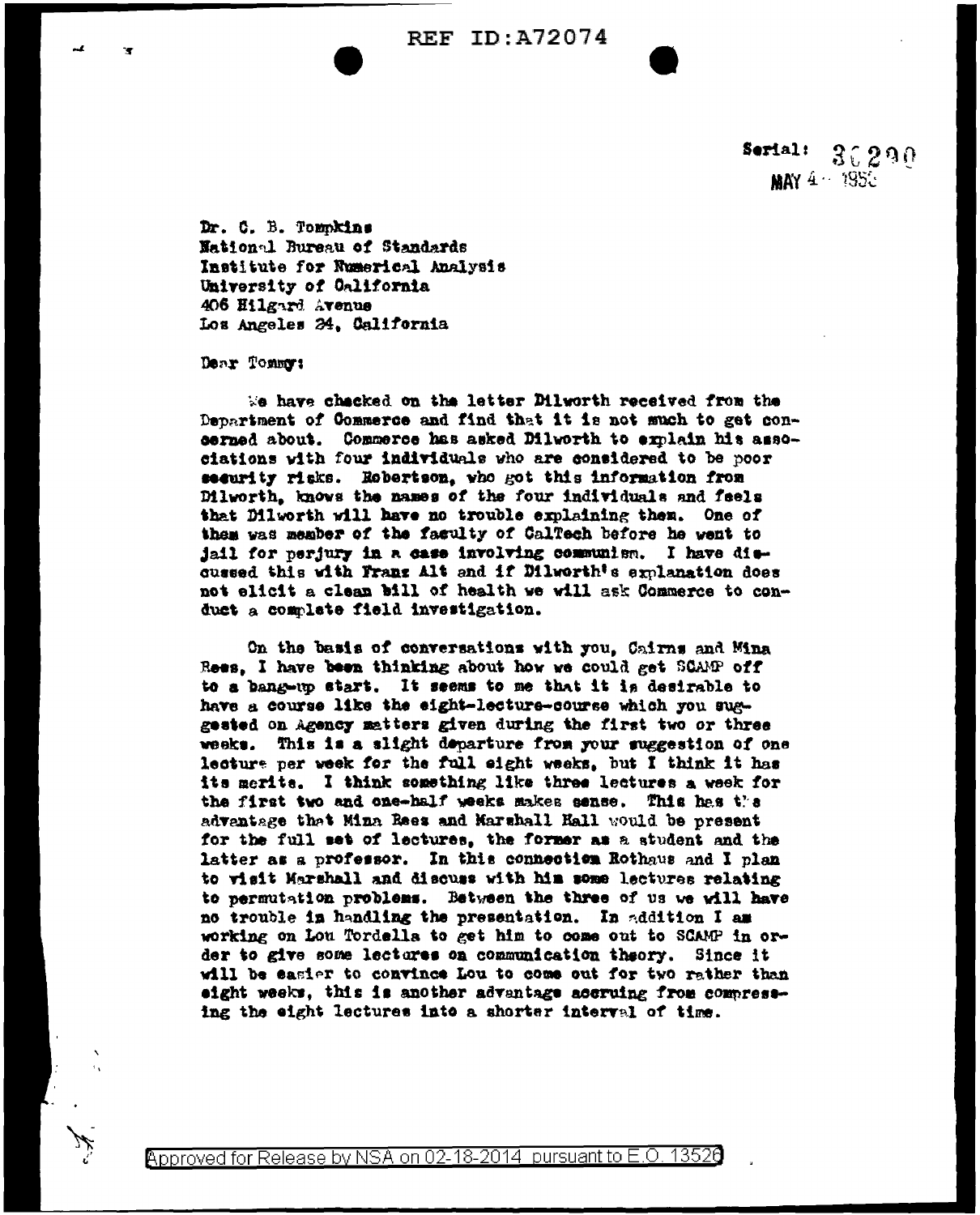Serial: 30290
MAY 4 - 1950

Dr. C. B. Tompkins
National Bureau of Standards
Institute for Numerical Analysis
University of California
406 Hilgard Avenue
Los Angeles 24, California

Dear Tommy:

We have checked on the letter Dilworth received from the Department of Commerce and find that it is not much to get concerned about. Commerce has asked Dilworth to explain his associations with four individuals who are considered to be poor security risks. Robertson, who got this information from Dilworth, knows the names of the four individuals and feels that Dilworth will have no trouble explaining them. One of them was member of the faculty of CalTech before he went to jail for perjury in a case involving communism. I have discussed this with Franz Alt and if Dilworth's explanation does not elicit a clean bill of health we will ask Commerce to conduct a complete field investigation.

On the basis of conversations with you, Cairns and Mina Rees, I have been thinking about how we could get SCAMP off to a bang-up start. It seems to me that it is desirable to have a course like the eight-lecture-course which you suggested on Agency matters given during the first two or three weeks. This is a slight departure from your suggestion of one lecture per week for the full eight weeks, but I think it has its merits. I think something like three lectures a week for the first two and one-half weeks makes sense. This has the advantage that Mina Rees and Marshall Hall would be present for the full set of lectures, the former as a student and the latter as a professor. In this connection Rothaus and I plan to visit Marshall and discuss with him some lectures relating to permutation problems. Between the three of us we will have no trouble in handling the presentation. In addition I am working on Lou Tordella to get him to come out to SCAMP in order to give some lectures on communication theory. Since it will be easier to convince Lou to come out for two rather than eight weeks, this is another advantage accruing from compressing the eight lectures into a shorter interval of time.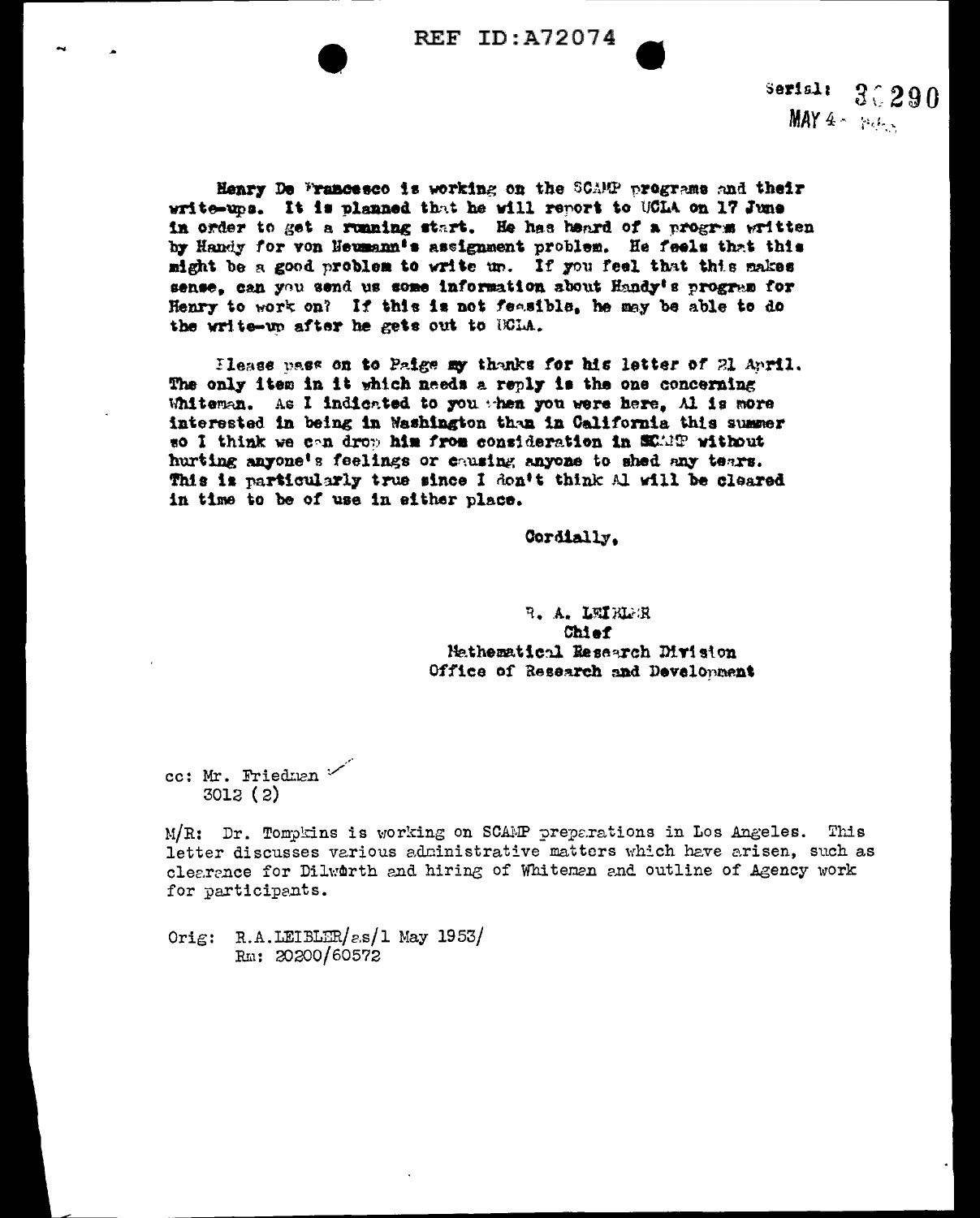REF ID:A72074

Serial: 3_290
MAY 4 -

Henry De Francesco is working on the SCAMP programs and their write-ups. It is planned that he will report to UCLA on 17 June in order to get a running start. He has heard of a program written by Handy for von Neumann's assignment problem. He feels that this might be a good problem to write up. If you feel that this makes sense, can you send us some information about Handy's program for Henry to work on? If this is not feasible, he may be able to do the write-up after he gets out to UCLA.

Please pass on to Paige my thanks for his letter of 21 April. The only item in it which needs a reply is the one concerning Whiteman. As I indicated to you when you were here, Al is more interested in being in Washington than in California this summer so I think we can drop him from consideration in SCAMP without hurting anyone's feelings or causing anyone to shed any tears. This is particularly true since I don't think Al will be cleared in time to be of use in either place.

Cordially,

R. A. LEIBLER
Chief
Mathematical Research Division
Office of Research and Development

cc: Mr. Friedman
3012 (2)

M/R: Dr. Tompkins is working on SCAMP preparations in Los Angeles. This letter discusses various administrative matters which have arisen, such as clearance for Dilworth and hiring of Whiteman and outline of Agency work for participants.

Orig: R.A.LEIBLER/a.s/1 May 1953/
Rm: 20200/60572